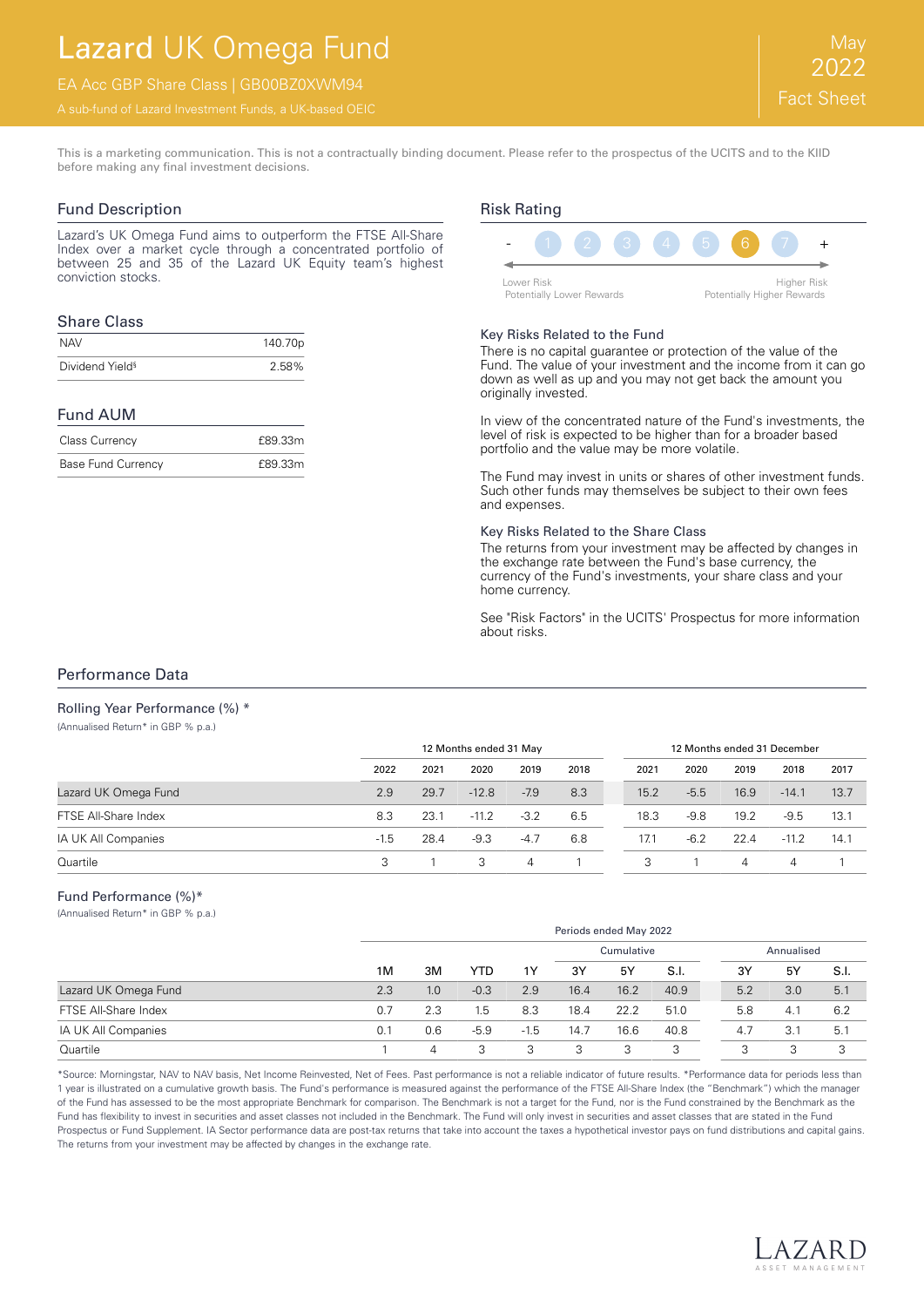# Lazard UK Omega Fund

EA Acc GBP Share Class | GB00BZ0XWM94

A sub-fund of Lazard Investment Funds, a UK-based OEIC

May 2022 Fact Sheet

This is a marketing communication. This is not a contractually binding document. Please refer to the prospectus of the UCITS and to the KIID before making any final investment decisions.

## Fund Description

Lazard's UK Omega Fund aims to outperform the FTSE All-Share Index over a market cycle through a concentrated portfolio of between 25 and 35 of the Lazard UK Equity team's highest conviction stocks.

## Share Class

| | |
|---|---|
| NAV | 140.70p |
| Dividend Yield§ | 2.58% |

## Fund AUM

| | |
|---|---|
| Class Currency | £89.33m |
| Base Fund Currency | £89.33m |

## Risk Rating

- 1 2 3 4 5 **6** 7 +

Lower Risk Potentially Lower Rewards — Higher Risk Potentially Higher Rewards

### Key Risks Related to the Fund

There is no capital guarantee or protection of the value of the Fund. The value of your investment and the income from it can go down as well as up and you may not get back the amount you originally invested.

In view of the concentrated nature of the Fund's investments, the level of risk is expected to be higher than for a broader based portfolio and the value may be more volatile.

The Fund may invest in units or shares of other investment funds. Such other funds may themselves be subject to their own fees and expenses.

### Key Risks Related to the Share Class

The returns from your investment may be affected by changes in the exchange rate between the Fund's base currency, the currency of the Fund's investments, your share class and your home currency.

See "Risk Factors" in the UCITS' Prospectus for more information about risks.

## Performance Data

### Rolling Year Performance (%) *

(Annualised Return* in GBP % p.a.)

| | 12 Months ended 31 May | | | | | 12 Months ended 31 December | | | | |
|---|---|---|---|---|---|---|---|---|---|---|
| | 2022 | 2021 | 2020 | 2019 | 2018 | 2021 | 2020 | 2019 | 2018 | 2017 |
| Lazard UK Omega Fund | 2.9 | 29.7 | -12.8 | -7.9 | 8.3 | 15.2 | -5.5 | 16.9 | -14.1 | 13.7 |
| FTSE All-Share Index | 8.3 | 23.1 | -11.2 | -3.2 | 6.5 | 18.3 | -9.8 | 19.2 | -9.5 | 13.1 |
| IA UK All Companies | -1.5 | 28.4 | -9.3 | -4.7 | 6.8 | 17.1 | -6.2 | 22.4 | -11.2 | 14.1 |
| Quartile | 3 | 1 | 3 | 4 | 1 | 3 | 1 | 4 | 4 | 1 |

### Fund Performance (%)*

(Annualised Return* in GBP % p.a.)

| | Periods ended May 2022 | | | | | | | | | |
|---|---|---|---|---|---|---|---|---|---|---|
| | | | | | Cumulative | | | Annualised | | |
| | 1M | 3M | YTD | 1Y | 3Y | 5Y | S.I. | 3Y | 5Y | S.I. |
| Lazard UK Omega Fund | 2.3 | 1.0 | -0.3 | 2.9 | 16.4 | 16.2 | 40.9 | 5.2 | 3.0 | 5.1 |
| FTSE All-Share Index | 0.7 | 2.3 | 1.5 | 8.3 | 18.4 | 22.2 | 51.0 | 5.8 | 4.1 | 6.2 |
| IA UK All Companies | 0.1 | 0.6 | -5.9 | -1.5 | 14.7 | 16.6 | 40.8 | 4.7 | 3.1 | 5.1 |
| Quartile | 1 | 4 | 3 | 3 | 3 | 3 | 3 | 3 | 3 | 3 |

*Source: Morningstar, NAV to NAV basis, Net Income Reinvested, Net of Fees. Past performance is not a reliable indicator of future results. *Performance data for periods less than 1 year is illustrated on a cumulative growth basis. The Fund's performance is measured against the performance of the FTSE All-Share Index (the "Benchmark") which the manager of the Fund has assessed to be the most appropriate Benchmark for comparison. The Benchmark is not a target for the Fund, nor is the Fund constrained by the Benchmark as the Fund has flexibility to invest in securities and asset classes not included in the Benchmark. The Fund will only invest in securities and asset classes that are stated in the Fund Prospectus or Fund Supplement. IA Sector performance data are post-tax returns that take into account the taxes a hypothetical investor pays on fund distributions and capital gains. The returns from your investment may be affected by changes in the exchange rate.

LAZARD ASSET MANAGEMENT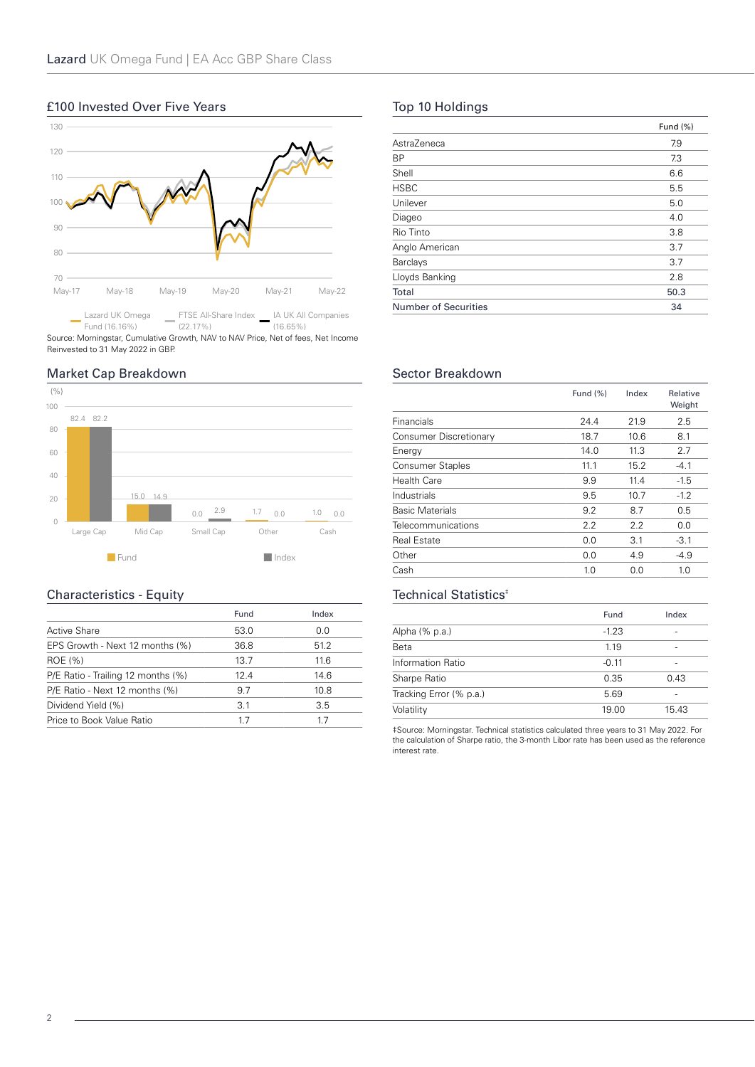## £100 Invested Over Five Years

Lazard UK Omega Fund (16.16%) | FTSE All-Share Index (22.17%) | IA UK All Companies (16.65%)

Source: Morningstar, Cumulative Growth, NAV to NAV Price, Net of fees, Net Income Reinvested to 31 May 2022 in GBP.

## Top 10 Holdings

| | Fund (%) |
|---|---|
| AstraZeneca | 7.9 |
| BP | 7.3 |
| Shell | 6.6 |
| HSBC | 5.5 |
| Unilever | 5.0 |
| Diageo | 4.0 |
| Rio Tinto | 3.8 |
| Anglo American | 3.7 |
| Barclays | 3.7 |
| Lloyds Banking | 2.8 |
| Total | 50.3 |
| Number of Securities | 34 |

## Market Cap Breakdown

| (%) | Fund | Index |
|---|---|---|
| Large Cap | 82.4 | 82.2 |
| Mid Cap | 15.0 | 14.9 |
| Small Cap | 0.0 | 2.9 |
| Other | 1.7 | 0.0 |
| Cash | 1.0 | 0.0 |

## Sector Breakdown

| | Fund (%) | Index | Relative Weight |
|---|---|---|---|
| Financials | 24.4 | 21.9 | 2.5 |
| Consumer Discretionary | 18.7 | 10.6 | 8.1 |
| Energy | 14.0 | 11.3 | 2.7 |
| Consumer Staples | 11.1 | 15.2 | -4.1 |
| Health Care | 9.9 | 11.4 | -1.5 |
| Industrials | 9.5 | 10.7 | -1.2 |
| Basic Materials | 9.2 | 8.7 | 0.5 |
| Telecommunications | 2.2 | 2.2 | 0.0 |
| Real Estate | 0.0 | 3.1 | -3.1 |
| Other | 0.0 | 4.9 | -4.9 |
| Cash | 1.0 | 0.0 | 1.0 |

## Characteristics - Equity

| | Fund | Index |
|---|---|---|
| Active Share | 53.0 | 0.0 |
| EPS Growth - Next 12 months (%) | 36.8 | 51.2 |
| ROE (%) | 13.7 | 11.6 |
| P/E Ratio - Trailing 12 months (%) | 12.4 | 14.6 |
| P/E Ratio - Next 12 months (%) | 9.7 | 10.8 |
| Dividend Yield (%) | 3.1 | 3.5 |
| Price to Book Value Ratio | 1.7 | 1.7 |

## Technical Statistics‡

| | Fund | Index |
|---|---|---|
| Alpha (% p.a.) | -1.23 | - |
| Beta | 1.19 | - |
| Information Ratio | -0.11 | - |
| Sharpe Ratio | 0.35 | 0.43 |
| Tracking Error (% p.a.) | 5.69 | - |
| Volatility | 19.00 | 15.43 |

‡Source: Morningstar. Technical statistics calculated three years to 31 May 2022. For the calculation of Sharpe ratio, the 3-month Libor rate has been used as the reference interest rate.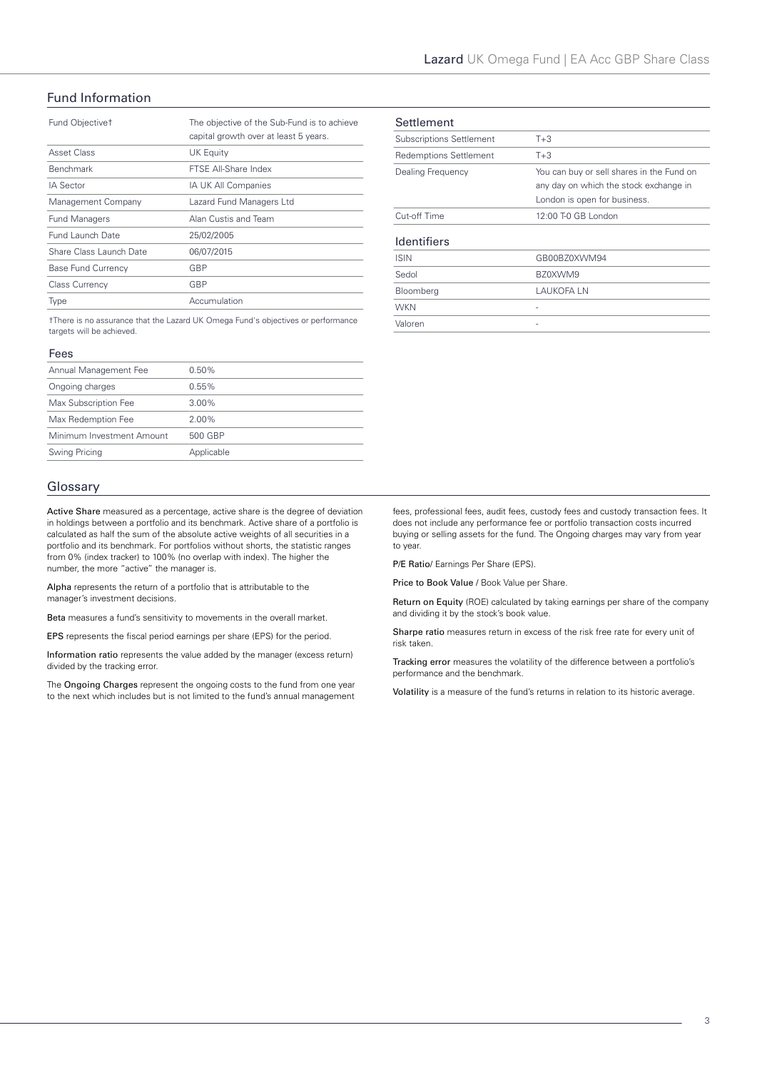## Fund Information

| Fund Objective† | The objective of the Sub-Fund is to achieve capital growth over at least 5 years. |
|---|---|
| Asset Class | UK Equity |
| Benchmark | FTSE All-Share Index |
| IA Sector | IA UK All Companies |
| Management Company | Lazard Fund Managers Ltd |
| Fund Managers | Alan Custis and Team |
| Fund Launch Date | 25/02/2005 |
| Share Class Launch Date | 06/07/2015 |
| Base Fund Currency | GBP |
| Class Currency | GBP |
| Type | Accumulation |

†There is no assurance that the Lazard UK Omega Fund's objectives or performance targets will be achieved.

### Fees

| Annual Management Fee | 0.50% |
|---|---|
| Ongoing charges | 0.55% |
| Max Subscription Fee | 3.00% |
| Max Redemption Fee | 2.00% |
| Minimum Investment Amount | 500 GBP |
| Swing Pricing | Applicable |

### Settlement

| Subscriptions Settlement | T+3 |
|---|---|
| Redemptions Settlement | T+3 |
| Dealing Frequency | You can buy or sell shares in the Fund on any day on which the stock exchange in London is open for business. |
| Cut-off Time | 12:00 T-0 GB London |

### Identifiers

| ISIN | GB00BZ0XWM94 |
|---|---|
| Sedol | BZ0XWM9 |
| Bloomberg | LAUKOFA LN |
| WKN | - |
| Valoren | - |

## Glossary

**Active Share** measured as a percentage, active share is the degree of deviation in holdings between a portfolio and its benchmark. Active share of a portfolio is calculated as half the sum of the absolute active weights of all securities in a portfolio and its benchmark. For portfolios without shorts, the statistic ranges from 0% (index tracker) to 100% (no overlap with index). The higher the number, the more "active" the manager is.

**Alpha** represents the return of a portfolio that is attributable to the manager's investment decisions.

**Beta** measures a fund's sensitivity to movements in the overall market.

**EPS** represents the fiscal period earnings per share (EPS) for the period.

**Information ratio** represents the value added by the manager (excess return) divided by the tracking error.

The **Ongoing Charges** represent the ongoing costs to the fund from one year to the next which includes but is not limited to the fund's annual management fees, professional fees, audit fees, custody fees and custody transaction fees. It does not include any performance fee or portfolio transaction costs incurred buying or selling assets for the fund. The Ongoing charges may vary from year to year.

**P/E Ratio**/ Earnings Per Share (EPS).

**Price to Book Value** / Book Value per Share.

**Return on Equity** (ROE) calculated by taking earnings per share of the company and dividing it by the stock's book value.

**Sharpe ratio** measures return in excess of the risk free rate for every unit of risk taken.

**Tracking error** measures the volatility of the difference between a portfolio's performance and the benchmark.

**Volatility** is a measure of the fund's returns in relation to its historic average.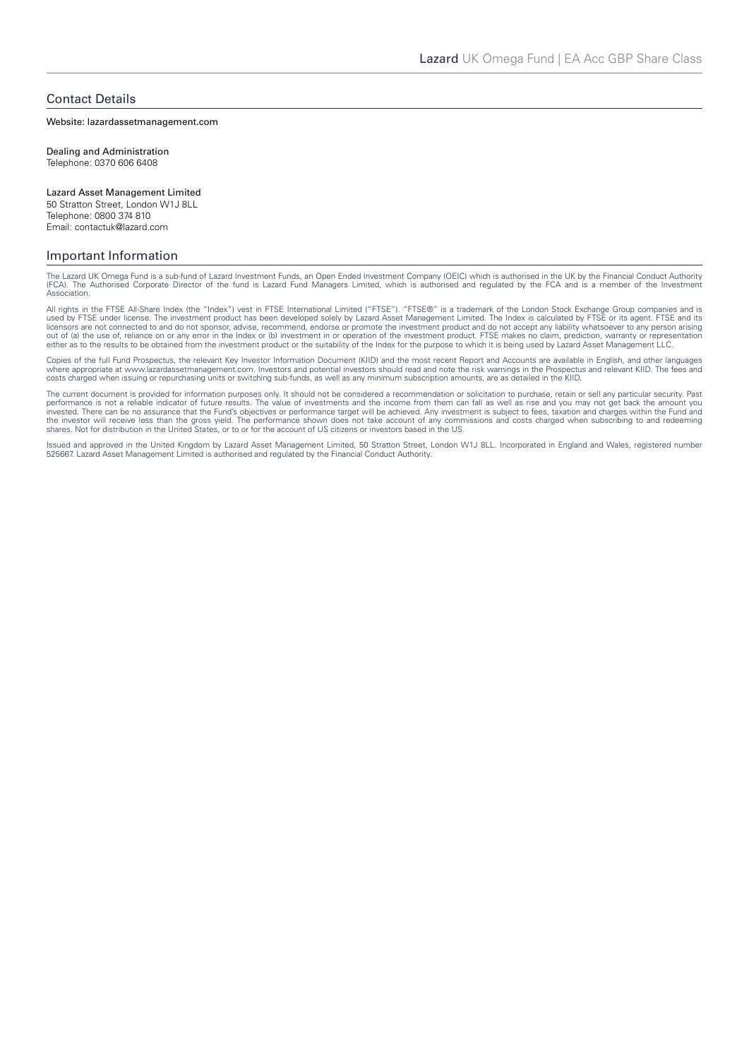## Contact Details

Website: lazardassetmanagement.com

Dealing and Administration
Telephone: 0370 606 6408

Lazard Asset Management Limited
50 Stratton Street, London W1J 8LL
Telephone: 0800 374 810
Email: contactuk@lazard.com

## Important Information

The Lazard UK Omega Fund is a sub-fund of Lazard Investment Funds, an Open Ended Investment Company (OEIC) which is authorised in the UK by the Financial Conduct Authority (FCA). The Authorised Corporate Director of the fund is Lazard Fund Managers Limited, which is authorised and regulated by the FCA and is a member of the Investment Association.

All rights in the FTSE All-Share Index (the "Index") vest in FTSE International Limited ("FTSE"). "FTSE®" is a trademark of the London Stock Exchange Group companies and is used by FTSE under license. The investment product has been developed solely by Lazard Asset Management Limited. The Index is calculated by FTSE or its agent. FTSE and its licensors are not connected to and do not sponsor, advise, recommend, endorse or promote the investment product and do not accept any liability whatsoever to any person arising out of (a) the use of, reliance on or any error in the Index or (b) investment in or operation of the investment product. FTSE makes no claim, prediction, warranty or representation either as to the results to be obtained from the investment product or the suitability of the Index for the purpose to which it is being used by Lazard Asset Management LLC.

Copies of the full Fund Prospectus, the relevant Key Investor Information Document (KIID) and the most recent Report and Accounts are available in English, and other languages where appropriate at www.lazardassetmanagement.com. Investors and potential investors should read and note the risk warnings in the Prospectus and relevant KIID. The fees and costs charged when issuing or repurchasing units or switching sub-funds, as well as any minimum subscription amounts, are as detailed in the KIID.

The current document is provided for information purposes only. It should not be considered a recommendation or solicitation to purchase, retain or sell any particular security. Past performance is not a reliable indicator of future results. The value of investments and the income from them can fall as well as rise and you may not get back the amount you invested. There can be no assurance that the Fund's objectives or performance target will be achieved. Any investment is subject to fees, taxation and charges within the Fund and the investor will receive less than the gross yield. The performance shown does not take account of any commissions and costs charged when subscribing to and redeeming shares. Not for distribution in the United States, or to or for the account of US citizens or investors based in the US.

Issued and approved in the United Kingdom by Lazard Asset Management Limited, 50 Stratton Street, London W1J 8LL. Incorporated in England and Wales, registered number 525667. Lazard Asset Management Limited is authorised and regulated by the Financial Conduct Authority.